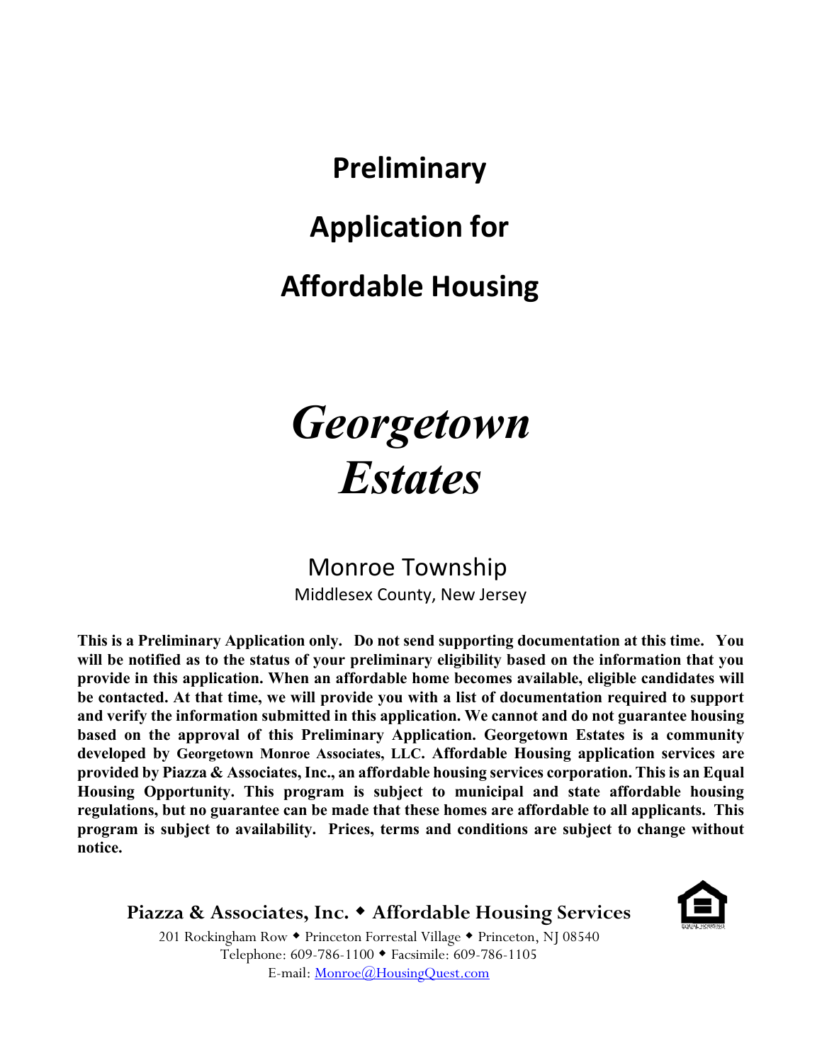# Preliminary

# Application for

# Affordable Housing

# *Georgetown Estates*

## Monroe Township

Middlesex County, New Jersey

**This is a Preliminary Application only. Do not send supporting documentation at this time. You will be notified as to the status of your preliminary eligibility based on the information that you provide in this application. When an affordable home becomes available, eligible candidates will be contacted. At that time, we will provide you with a list of documentation required to support and verify the information submitted in this application. We cannot and do not guarantee housing based on the approval of this Preliminary Application. Georgetown Estates is a community developed by Georgetown Monroe Associates, LLC. Affordable Housing application services are provided by Piazza & Associates, Inc., an affordable housing services corporation. This is an Equal Housing Opportunity. This program is subject to municipal and state affordable housing regulations, but no guarantee can be made that these homes are affordable to all applicants. This program is subject to availability. Prices, terms and conditions are subject to change without notice.**

**Piazza & Associates, Inc. ◆ Affordable Housing Services**

201 Rockingham Row ◆ Princeton Forrestal Village ◆ Princeton, NJ 08540
Telephone: 609-786-1100 ◆ Facsimile: 609-786-1105
E-mail: Monroe@HousingQuest.com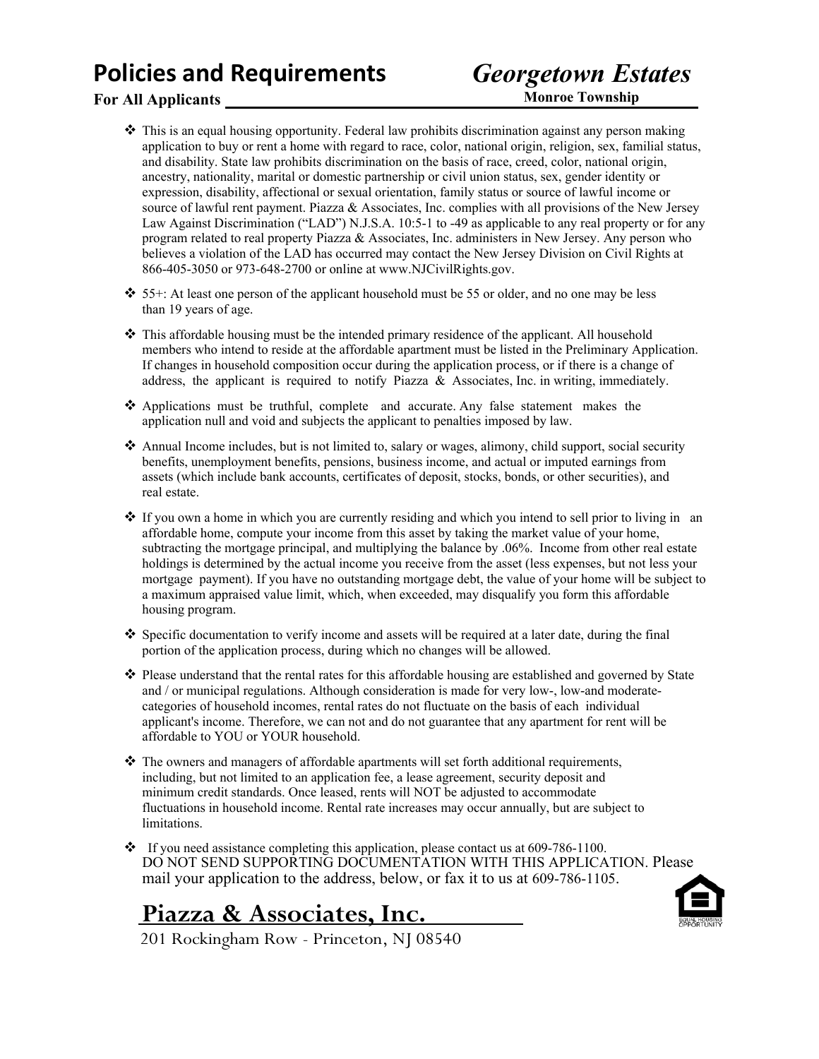# Policies and Requirements

**For All Applicants**

## *Georgetown Estates*

**Monroe Township**

- This is an equal housing opportunity. Federal law prohibits discrimination against any person making application to buy or rent a home with regard to race, color, national origin, religion, sex, familial status, and disability. State law prohibits discrimination on the basis of race, creed, color, national origin, ancestry, nationality, marital or domestic partnership or civil union status, sex, gender identity or expression, disability, affectional or sexual orientation, family status or source of lawful income or source of lawful rent payment. Piazza & Associates, Inc. complies with all provisions of the New Jersey Law Against Discrimination ("LAD") N.J.S.A. 10:5-1 to -49 as applicable to any real property or for any program related to real property Piazza & Associates, Inc. administers in New Jersey. Any person who believes a violation of the LAD has occurred may contact the New Jersey Division on Civil Rights at 866-405-3050 or 973-648-2700 or online at www.NJCivilRights.gov.
- 55+: At least one person of the applicant household must be 55 or older, and no one may be less than 19 years of age.
- This affordable housing must be the intended primary residence of the applicant. All household members who intend to reside at the affordable apartment must be listed in the Preliminary Application. If changes in household composition occur during the application process, or if there is a change of address, the applicant is required to notify Piazza & Associates, Inc. in writing, immediately.
- Applications must be truthful, complete and accurate. Any false statement makes the application null and void and subjects the applicant to penalties imposed by law.
- Annual Income includes, but is not limited to, salary or wages, alimony, child support, social security benefits, unemployment benefits, pensions, business income, and actual or imputed earnings from assets (which include bank accounts, certificates of deposit, stocks, bonds, or other securities), and real estate.
- If you own a home in which you are currently residing and which you intend to sell prior to living in an affordable home, compute your income from this asset by taking the market value of your home, subtracting the mortgage principal, and multiplying the balance by .06%. Income from other real estate holdings is determined by the actual income you receive from the asset (less expenses, but not less your mortgage payment). If you have no outstanding mortgage debt, the value of your home will be subject to a maximum appraised value limit, which, when exceeded, may disqualify you form this affordable housing program.
- Specific documentation to verify income and assets will be required at a later date, during the final portion of the application process, during which no changes will be allowed.
- Please understand that the rental rates for this affordable housing are established and governed by State and / or municipal regulations. Although consideration is made for very low-, low-and moderate-categories of household incomes, rental rates do not fluctuate on the basis of each individual applicant's income. Therefore, we can not and do not guarantee that any apartment for rent will be affordable to YOU or YOUR household.
- The owners and managers of affordable apartments will set forth additional requirements, including, but not limited to an application fee, a lease agreement, security deposit and minimum credit standards. Once leased, rents will NOT be adjusted to accommodate fluctuations in household income. Rental rate increases may occur annually, but are subject to limitations.
- If you need assistance completing this application, please contact us at 609-786-1100. DO NOT SEND SUPPORTING DOCUMENTATION WITH THIS APPLICATION. Please mail your application to the address, below, or fax it to us at 609-786-1105.

## Piazza & Associates, Inc.

201 Rockingham Row - Princeton, NJ 08540

EQUAL HOUSING OPPORTUNITY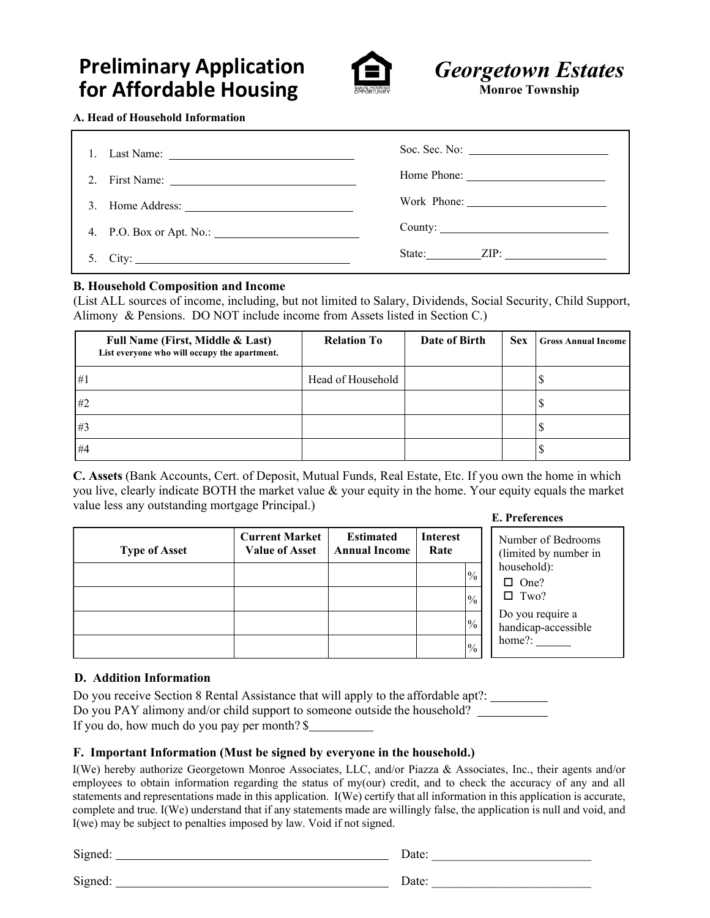# Preliminary Application for Affordable Housing

## *Georgetown Estates*

**Monroe Township**

**A. Head of Household Information**

1. Last Name: ____________________
2. First Name: ____________________
3. Home Address: ____________________
4. P.O. Box or Apt. No.: ____________________
5. City: ____________________

Soc. Sec. No: ____________________

Home Phone: ____________________

Work Phone: ____________________

County: ____________________

State: ________ ZIP: ____________

**B. Household Composition and Income**

(List ALL sources of income, including, but not limited to Salary, Dividends, Social Security, Child Support, Alimony & Pensions. DO NOT include income from Assets listed in Section C.)

| Full Name (First, Middle & Last) List everyone who will occupy the apartment. | Relation To | Date of Birth | Sex | Gross Annual Income |
|---|---|---|---|---|
| #1 | Head of Household | | | $ |
| #2 | | | | $ |
| #3 | | | | $ |
| #4 | | | | $ |

**C. Assets** (Bank Accounts, Cert. of Deposit, Mutual Funds, Real Estate, Etc. If you own the home in which you live, clearly indicate BOTH the market value & your equity in the home. Your equity equals the market value less any outstanding mortgage Principal.)

| Type of Asset | Current Market Value of Asset | Estimated Annual Income | Interest Rate |
|---|---|---|---|
| | | | % |
| | | | % |
| | | | % |
| | | | % |

**E. Preferences**

Number of Bedrooms (limited by number in household):

- ☐ One?
- ☐ Two?

Do you require a handicap-accessible home?: ______

**D. Addition Information**

Do you receive Section 8 Rental Assistance that will apply to the affordable apt?: ________

Do you PAY alimony and/or child support to someone outside the household? ________

If you do, how much do you pay per month? $________

**F. Important Information (Must be signed by everyone in the household.)**

I(We) hereby authorize Georgetown Monroe Associates, LLC, and/or Piazza & Associates, Inc., their agents and/or employees to obtain information regarding the status of my(our) credit, and to check the accuracy of any and all statements and representations made in this application. I(We) certify that all information in this application is accurate, complete and true. I(We) understand that if any statements made are willingly false, the application is null and void, and I(we) may be subject to penalties imposed by law. Void if not signed.

Signed: ______________________________ Date: ____________________

Signed: ______________________________ Date: ____________________